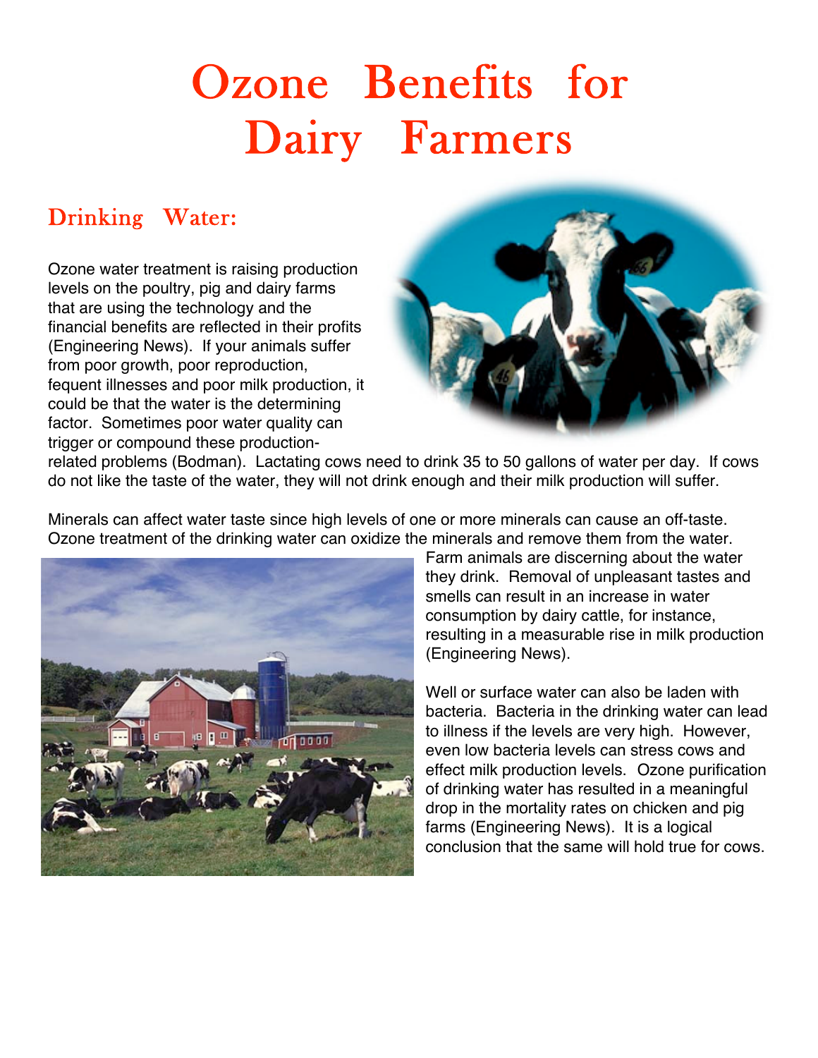# Ozone Benefits for Dairy Farmers

## Drinking Water:

Ozone water treatment is raising production levels on the poultry, pig and dairy farms that are using the technology and the financial benefits are reflected in their profits (Engineering News). If your animals suffer from poor growth, poor reproduction, fequent illnesses and poor milk production, it could be that the water is the determining factor. Sometimes poor water quality can trigger or compound these production-related problems (Bodman). Lactating cows need to drink 35 to 50 gallons of water per day. If cows do not like the taste of the water, they will not drink enough and their milk production will suffer.

Minerals can affect water taste since high levels of one or more minerals can cause an off-taste. Ozone treatment of the drinking water can oxidize the minerals and remove them from the water. Farm animals are discerning about the water they drink. Removal of unpleasant tastes and smells can result in an increase in water consumption by dairy cattle, for instance, resulting in a measurable rise in milk production (Engineering News).

Well or surface water can also be laden with bacteria. Bacteria in the drinking water can lead to illness if the levels are very high. However, even low bacteria levels can stress cows and effect milk production levels. Ozone purification of drinking water has resulted in a meaningful drop in the mortality rates on chicken and pig farms (Engineering News). It is a logical conclusion that the same will hold true for cows.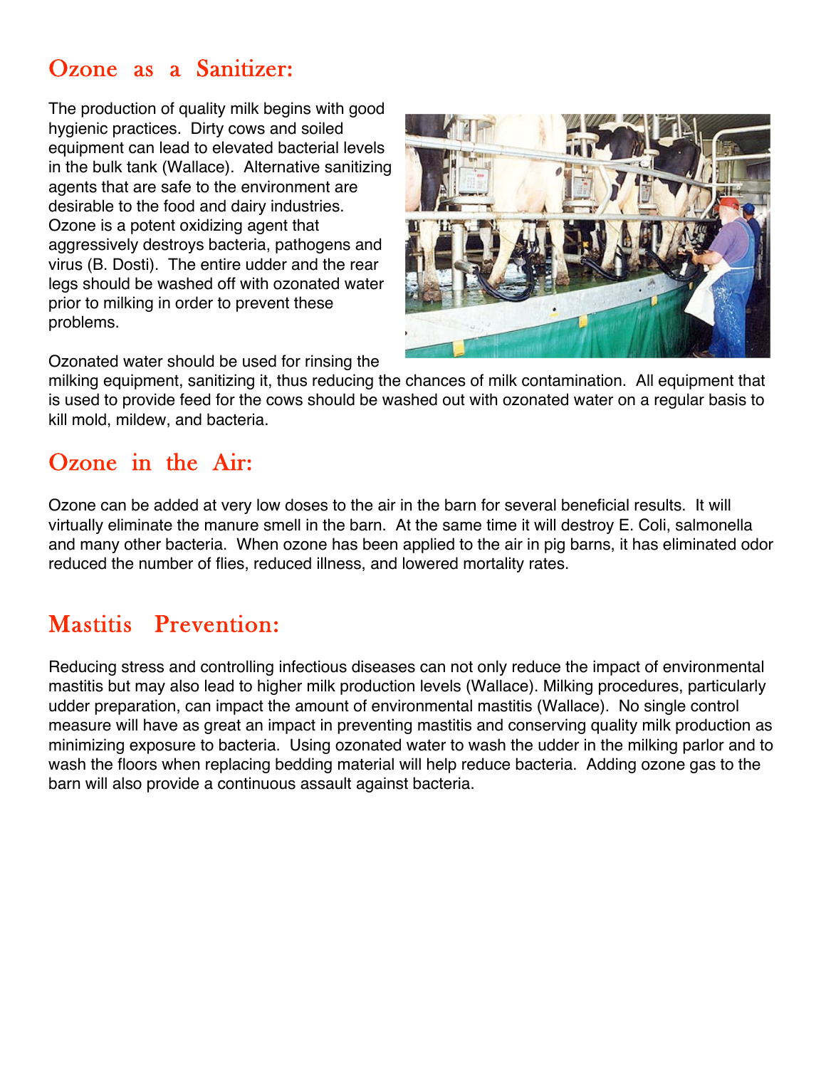## Ozone as a Sanitizer:

The production of quality milk begins with good hygienic practices. Dirty cows and soiled equipment can lead to elevated bacterial levels in the bulk tank (Wallace). Alternative sanitizing agents that are safe to the environment are desirable to the food and dairy industries. Ozone is a potent oxidizing agent that aggressively destroys bacteria, pathogens and virus (B. Dosti). The entire udder and the rear legs should be washed off with ozonated water prior to milking in order to prevent these problems.

Ozonated water should be used for rinsing the milking equipment, sanitizing it, thus reducing the chances of milk contamination. All equipment that is used to provide feed for the cows should be washed out with ozonated water on a regular basis to kill mold, mildew, and bacteria.

## Ozone in the Air:

Ozone can be added at very low doses to the air in the barn for several beneficial results. It will virtually eliminate the manure smell in the barn. At the same time it will destroy E. Coli, salmonella and many other bacteria. When ozone has been applied to the air in pig barns, it has eliminated odor reduced the number of flies, reduced illness, and lowered mortality rates.

## Mastitis Prevention:

Reducing stress and controlling infectious diseases can not only reduce the impact of environmental mastitis but may also lead to higher milk production levels (Wallace). Milking procedures, particularly udder preparation, can impact the amount of environmental mastitis (Wallace). No single control measure will have as great an impact in preventing mastitis and conserving quality milk production as minimizing exposure to bacteria. Using ozonated water to wash the udder in the milking parlor and to wash the floors when replacing bedding material will help reduce bacteria. Adding ozone gas to the barn will also provide a continuous assault against bacteria.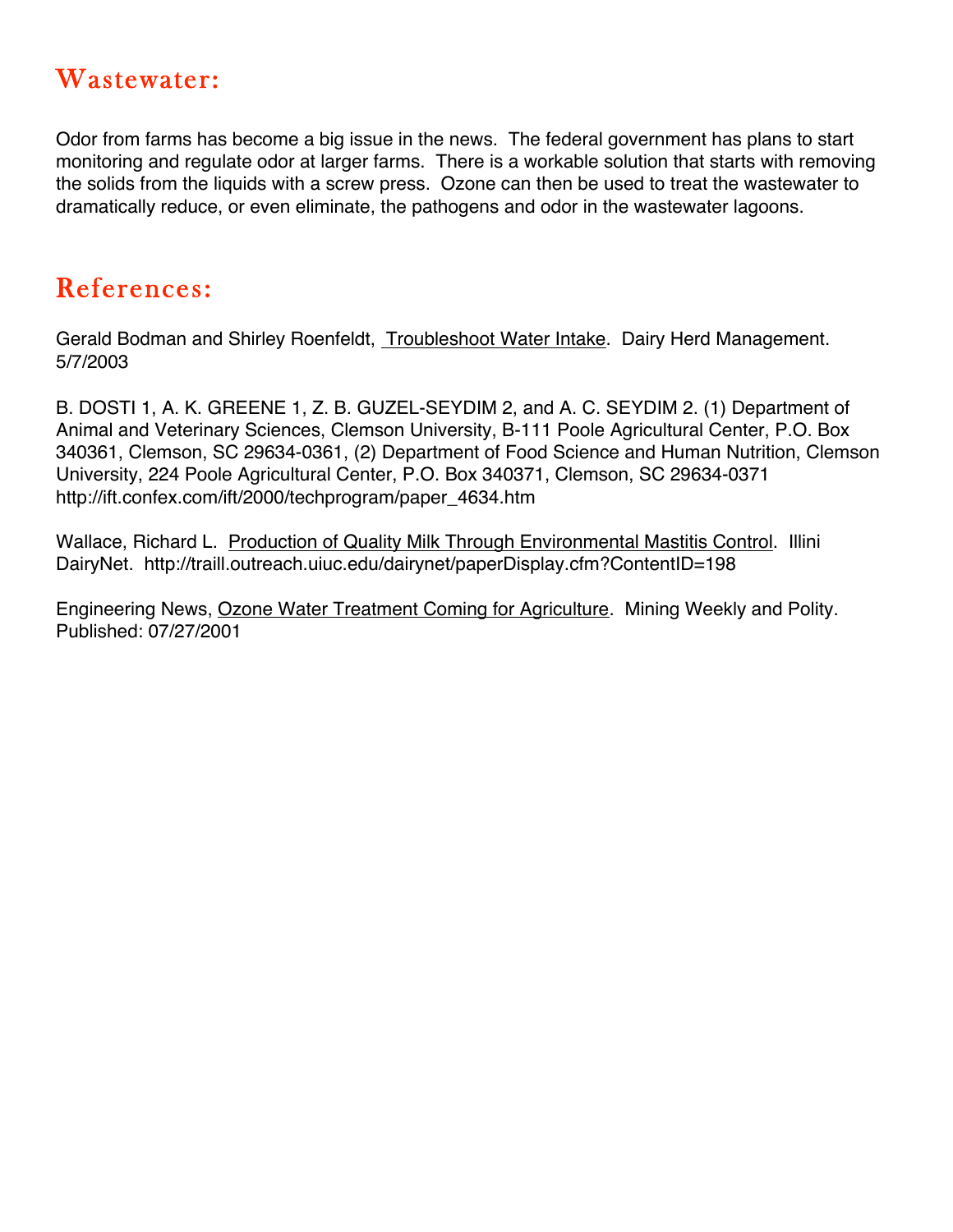## Wastewater:

Odor from farms has become a big issue in the news. The federal government has plans to start monitoring and regulate odor at larger farms. There is a workable solution that starts with removing the solids from the liquids with a screw press. Ozone can then be used to treat the wastewater to dramatically reduce, or even eliminate, the pathogens and odor in the wastewater lagoons.

## References:

Gerald Bodman and Shirley Roenfeldt, Troubleshoot Water Intake. Dairy Herd Management. 5/7/2003

B. DOSTI 1, A. K. GREENE 1, Z. B. GUZEL-SEYDIM 2, and A. C. SEYDIM 2. (1) Department of Animal and Veterinary Sciences, Clemson University, B-111 Poole Agricultural Center, P.O. Box 340361, Clemson, SC 29634-0361, (2) Department of Food Science and Human Nutrition, Clemson University, 224 Poole Agricultural Center, P.O. Box 340371, Clemson, SC 29634-0371 http://ift.confex.com/ift/2000/techprogram/paper_4634.htm

Wallace, Richard L. Production of Quality Milk Through Environmental Mastitis Control. Illini DairyNet. http://traill.outreach.uiuc.edu/dairynet/paperDisplay.cfm?ContentID=198

Engineering News, Ozone Water Treatment Coming for Agriculture. Mining Weekly and Polity. Published: 07/27/2001